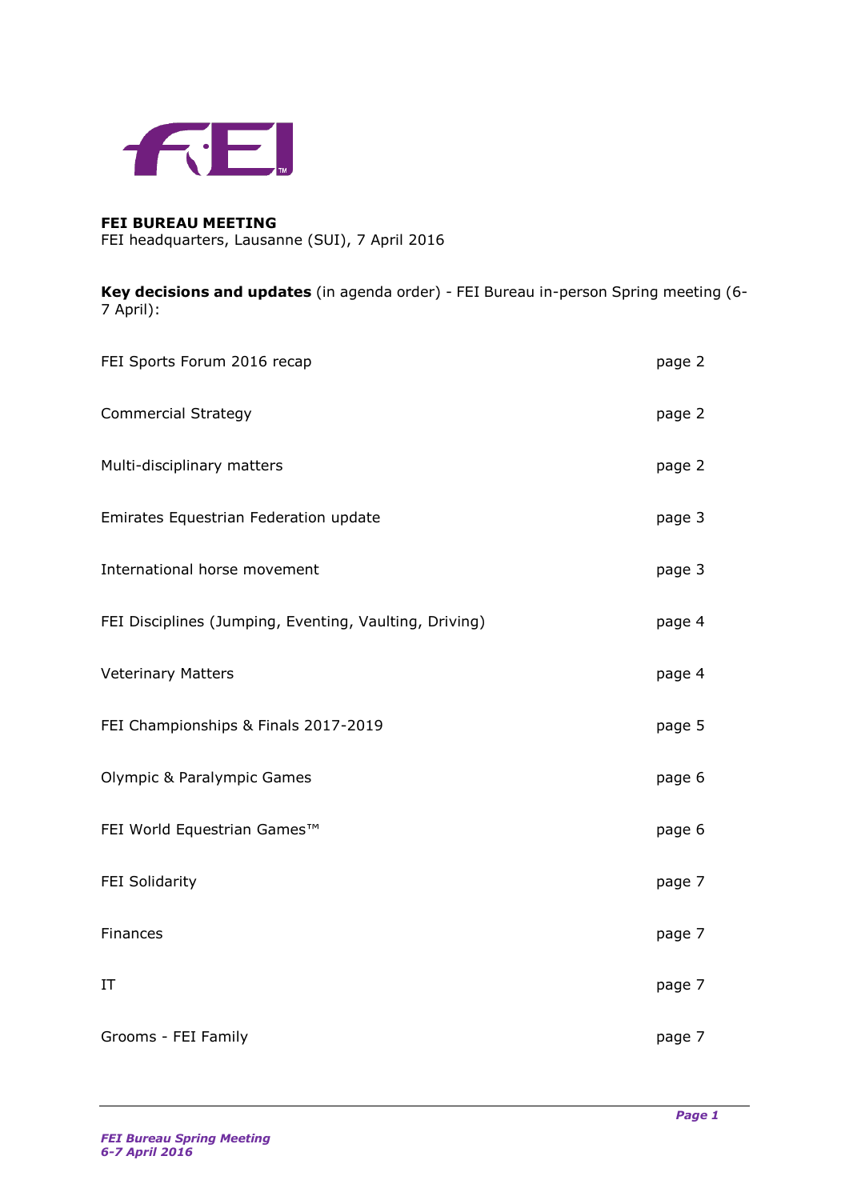**FEI BUREAU MEETING**
FEI headquarters, Lausanne (SUI), 7 April 2016

**Key decisions and updates** (in agenda order) - FEI Bureau in-person Spring meeting (6-7 April):

| | |
|---|---|
| FEI Sports Forum 2016 recap | page 2 |
| Commercial Strategy | page 2 |
| Multi-disciplinary matters | page 2 |
| Emirates Equestrian Federation update | page 3 |
| International horse movement | page 3 |
| FEI Disciplines (Jumping, Eventing, Vaulting, Driving) | page 4 |
| Veterinary Matters | page 4 |
| FEI Championships & Finals 2017-2019 | page 5 |
| Olympic & Paralympic Games | page 6 |
| FEI World Equestrian Games™ | page 6 |
| FEI Solidarity | page 7 |
| Finances | page 7 |
| IT | page 7 |
| Grooms - FEI Family | page 7 |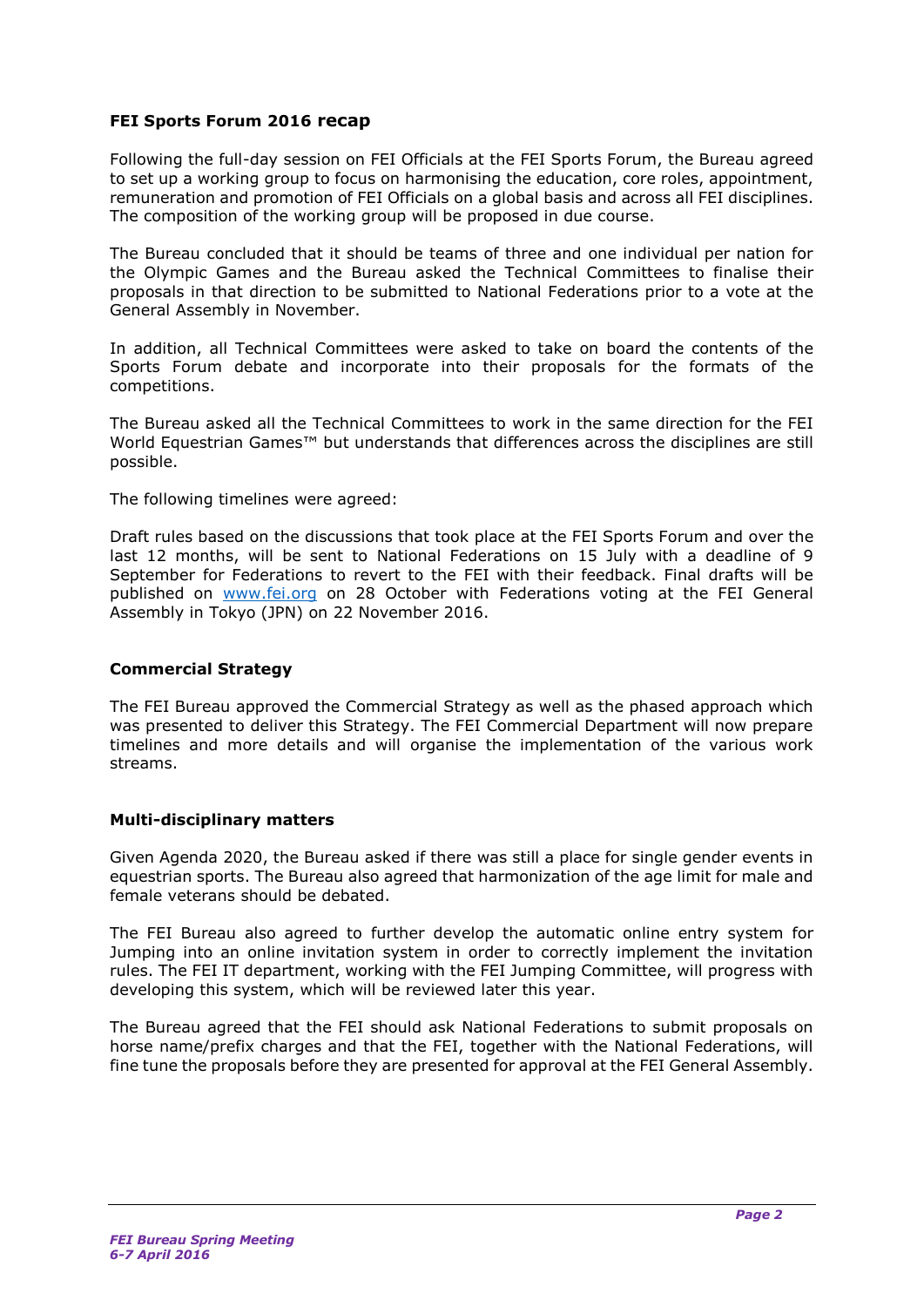**FEI Sports Forum 2016 recap**

Following the full-day session on FEI Officials at the FEI Sports Forum, the Bureau agreed to set up a working group to focus on harmonising the education, core roles, appointment, remuneration and promotion of FEI Officials on a global basis and across all FEI disciplines. The composition of the working group will be proposed in due course.

The Bureau concluded that it should be teams of three and one individual per nation for the Olympic Games and the Bureau asked the Technical Committees to finalise their proposals in that direction to be submitted to National Federations prior to a vote at the General Assembly in November.

In addition, all Technical Committees were asked to take on board the contents of the Sports Forum debate and incorporate into their proposals for the formats of the competitions.

The Bureau asked all the Technical Committees to work in the same direction for the FEI World Equestrian Games™ but understands that differences across the disciplines are still possible.

The following timelines were agreed:

Draft rules based on the discussions that took place at the FEI Sports Forum and over the last 12 months, will be sent to National Federations on 15 July with a deadline of 9 September for Federations to revert to the FEI with their feedback. Final drafts will be published on [www.fei.org](http://www.fei.org) on 28 October with Federations voting at the FEI General Assembly in Tokyo (JPN) on 22 November 2016.

**Commercial Strategy**

The FEI Bureau approved the Commercial Strategy as well as the phased approach which was presented to deliver this Strategy. The FEI Commercial Department will now prepare timelines and more details and will organise the implementation of the various work streams.

**Multi-disciplinary matters**

Given Agenda 2020, the Bureau asked if there was still a place for single gender events in equestrian sports. The Bureau also agreed that harmonization of the age limit for male and female veterans should be debated.

The FEI Bureau also agreed to further develop the automatic online entry system for Jumping into an online invitation system in order to correctly implement the invitation rules. The FEI IT department, working with the FEI Jumping Committee, will progress with developing this system, which will be reviewed later this year.

The Bureau agreed that the FEI should ask National Federations to submit proposals on horse name/prefix charges and that the FEI, together with the National Federations, will fine tune the proposals before they are presented for approval at the FEI General Assembly.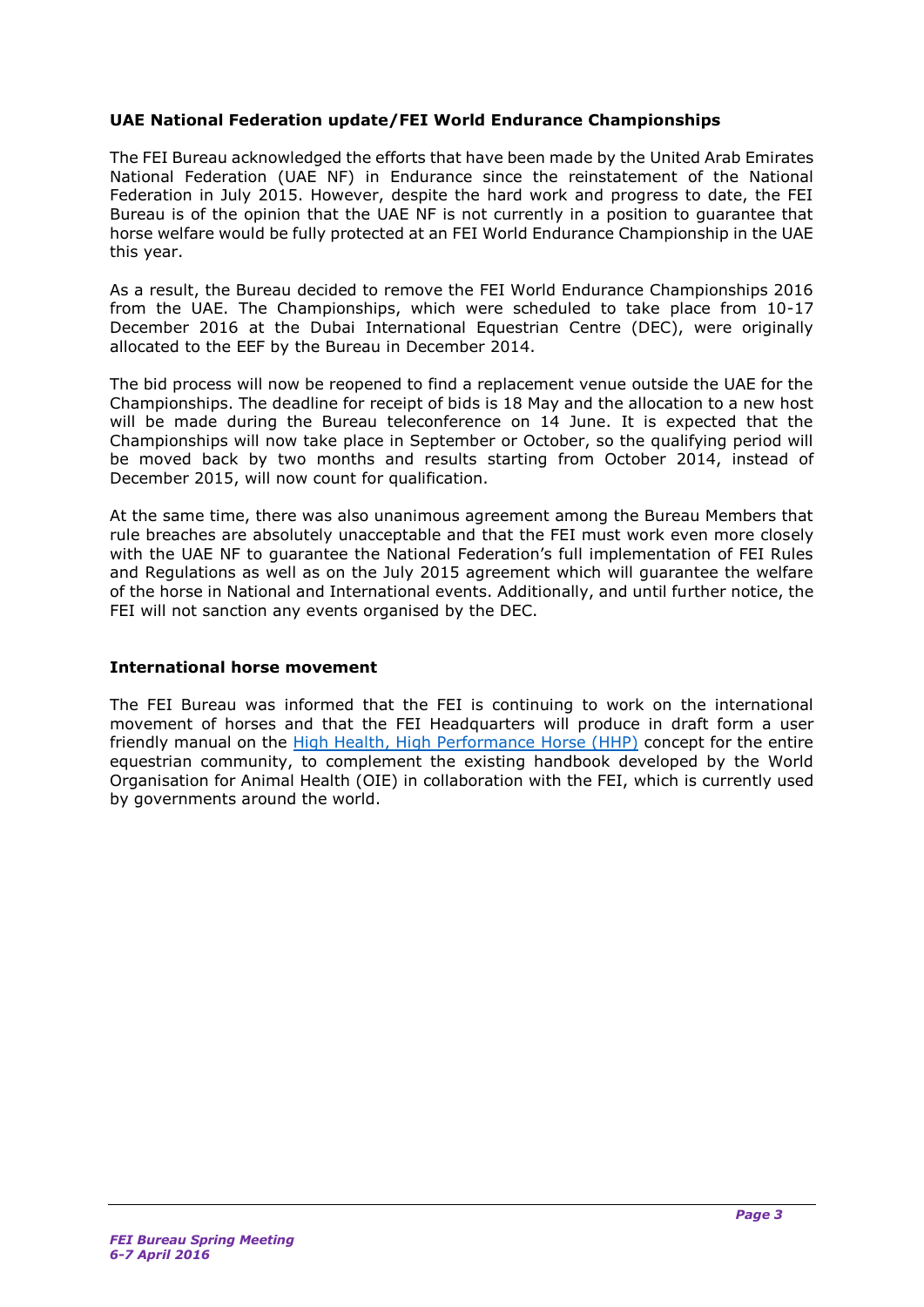**UAE National Federation update/FEI World Endurance Championships**

The FEI Bureau acknowledged the efforts that have been made by the United Arab Emirates National Federation (UAE NF) in Endurance since the reinstatement of the National Federation in July 2015. However, despite the hard work and progress to date, the FEI Bureau is of the opinion that the UAE NF is not currently in a position to guarantee that horse welfare would be fully protected at an FEI World Endurance Championship in the UAE this year.

As a result, the Bureau decided to remove the FEI World Endurance Championships 2016 from the UAE. The Championships, which were scheduled to take place from 10-17 December 2016 at the Dubai International Equestrian Centre (DEC), were originally allocated to the EEF by the Bureau in December 2014.

The bid process will now be reopened to find a replacement venue outside the UAE for the Championships. The deadline for receipt of bids is 18 May and the allocation to a new host will be made during the Bureau teleconference on 14 June. It is expected that the Championships will now take place in September or October, so the qualifying period will be moved back by two months and results starting from October 2014, instead of December 2015, will now count for qualification.

At the same time, there was also unanimous agreement among the Bureau Members that rule breaches are absolutely unacceptable and that the FEI must work even more closely with the UAE NF to guarantee the National Federation's full implementation of FEI Rules and Regulations as well as on the July 2015 agreement which will guarantee the welfare of the horse in National and International events. Additionally, and until further notice, the FEI will not sanction any events organised by the DEC.

**International horse movement**

The FEI Bureau was informed that the FEI is continuing to work on the international movement of horses and that the FEI Headquarters will produce in draft form a user friendly manual on the High Health, High Performance Horse (HHP) concept for the entire equestrian community, to complement the existing handbook developed by the World Organisation for Animal Health (OIE) in collaboration with the FEI, which is currently used by governments around the world.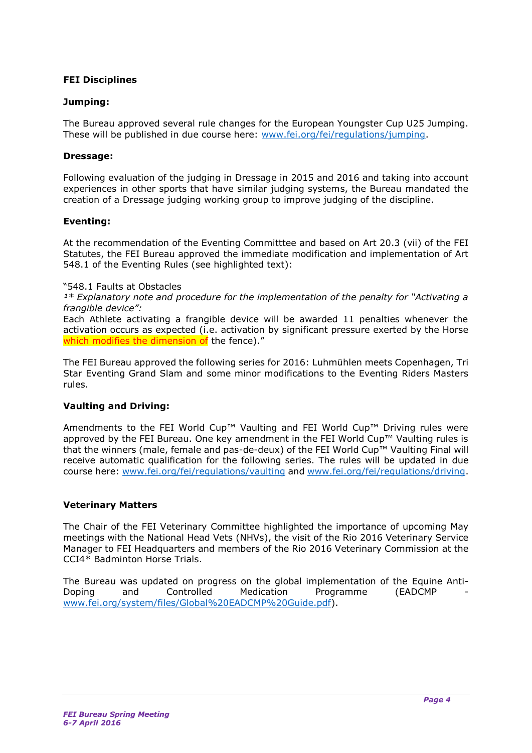## FEI Disciplines

### Jumping:

The Bureau approved several rule changes for the European Youngster Cup U25 Jumping. These will be published in due course here: www.fei.org/fei/regulations/jumping.

### Dressage:

Following evaluation of the judging in Dressage in 2015 and 2016 and taking into account experiences in other sports that have similar judging systems, the Bureau mandated the creation of a Dressage judging working group to improve judging of the discipline.

### Eventing:

At the recommendation of the Eventing Committtee and based on Art 20.3 (vii) of the FEI Statutes, the FEI Bureau approved the immediate modification and implementation of Art 548.1 of the Eventing Rules (see highlighted text):

"548.1 Faults at Obstacles
*1\* Explanatory note and procedure for the implementation of the penalty for "Activating a frangible device":*
Each Athlete activating a frangible device will be awarded 11 penalties whenever the activation occurs as expected (i.e. activation by significant pressure exerted by the Horse which modifies the dimension of the fence)."

The FEI Bureau approved the following series for 2016: Luhmühlen meets Copenhagen, Tri Star Eventing Grand Slam and some minor modifications to the Eventing Riders Masters rules.

### Vaulting and Driving:

Amendments to the FEI World Cup™ Vaulting and FEI World Cup™ Driving rules were approved by the FEI Bureau. One key amendment in the FEI World Cup™ Vaulting rules is that the winners (male, female and pas-de-deux) of the FEI World Cup™ Vaulting Final will receive automatic qualification for the following series. The rules will be updated in due course here: www.fei.org/fei/regulations/vaulting and www.fei.org/fei/regulations/driving.

## Veterinary Matters

The Chair of the FEI Veterinary Committee highlighted the importance of upcoming May meetings with the National Head Vets (NHVs), the visit of the Rio 2016 Veterinary Service Manager to FEI Headquarters and members of the Rio 2016 Veterinary Commission at the CCI4* Badminton Horse Trials.

The Bureau was updated on progress on the global implementation of the Equine Anti-Doping and Controlled Medication Programme (EADCMP - www.fei.org/system/files/Global%20EADCMP%20Guide.pdf).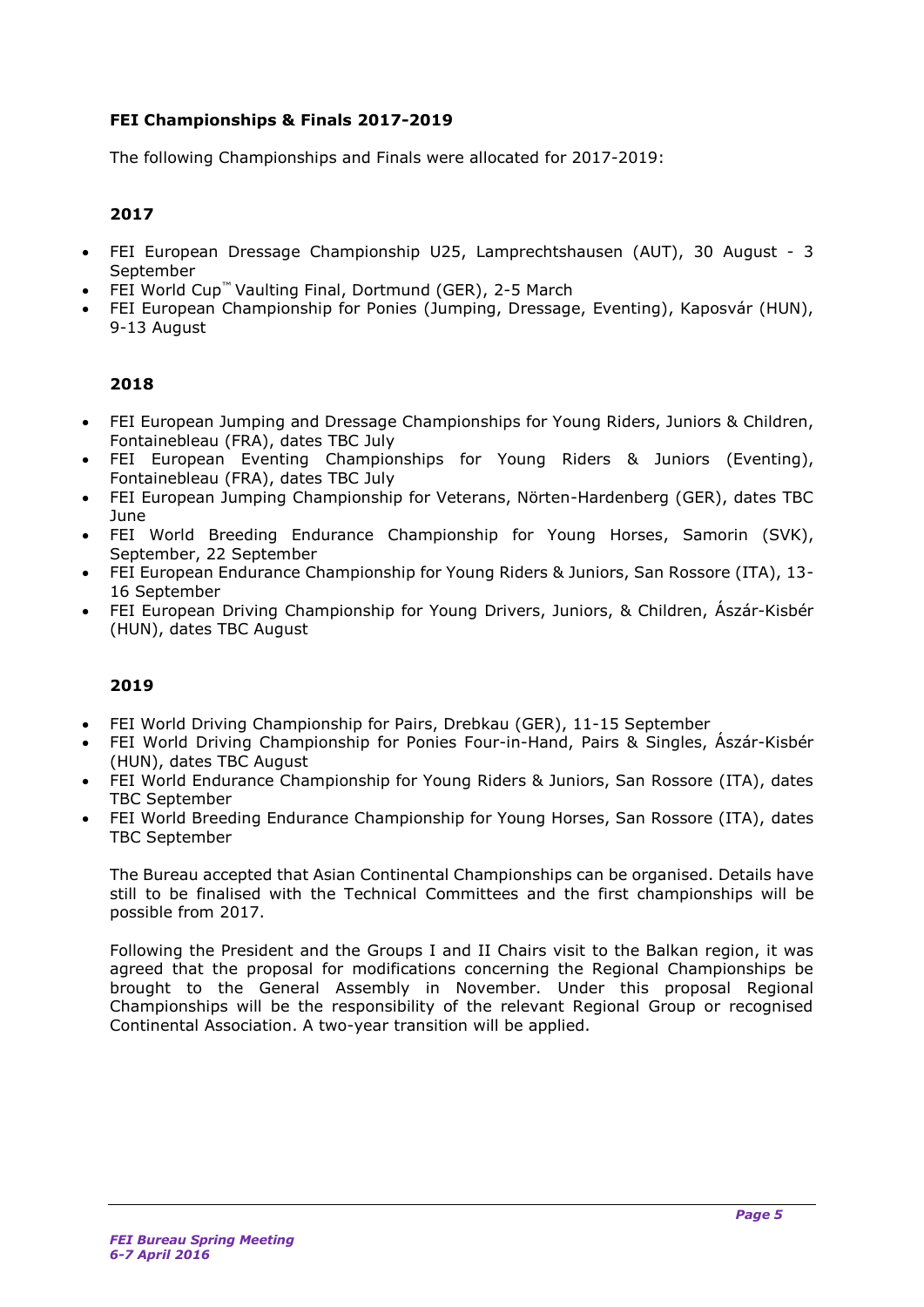**FEI Championships & Finals 2017-2019**

The following Championships and Finals were allocated for 2017-2019:

**2017**

- FEI European Dressage Championship U25, Lamprechtshausen (AUT), 30 August - 3 September
- FEI World Cup™ Vaulting Final, Dortmund (GER), 2-5 March
- FEI European Championship for Ponies (Jumping, Dressage, Eventing), Kaposvár (HUN), 9-13 August

**2018**

- FEI European Jumping and Dressage Championships for Young Riders, Juniors & Children, Fontainebleau (FRA), dates TBC July
- FEI European Eventing Championships for Young Riders & Juniors (Eventing), Fontainebleau (FRA), dates TBC July
- FEI European Jumping Championship for Veterans, Nörten-Hardenberg (GER), dates TBC June
- FEI World Breeding Endurance Championship for Young Horses, Samorin (SVK), September, 22 September
- FEI European Endurance Championship for Young Riders & Juniors, San Rossore (ITA), 13-16 September
- FEI European Driving Championship for Young Drivers, Juniors, & Children, Ászár-Kisbér (HUN), dates TBC August

**2019**

- FEI World Driving Championship for Pairs, Drebkau (GER), 11-15 September
- FEI World Driving Championship for Ponies Four-in-Hand, Pairs & Singles, Ászár-Kisbér (HUN), dates TBC August
- FEI World Endurance Championship for Young Riders & Juniors, San Rossore (ITA), dates TBC September
- FEI World Breeding Endurance Championship for Young Horses, San Rossore (ITA), dates TBC September

The Bureau accepted that Asian Continental Championships can be organised. Details have still to be finalised with the Technical Committees and the first championships will be possible from 2017.

Following the President and the Groups I and II Chairs visit to the Balkan region, it was agreed that the proposal for modifications concerning the Regional Championships be brought to the General Assembly in November. Under this proposal Regional Championships will be the responsibility of the relevant Regional Group or recognised Continental Association. A two-year transition will be applied.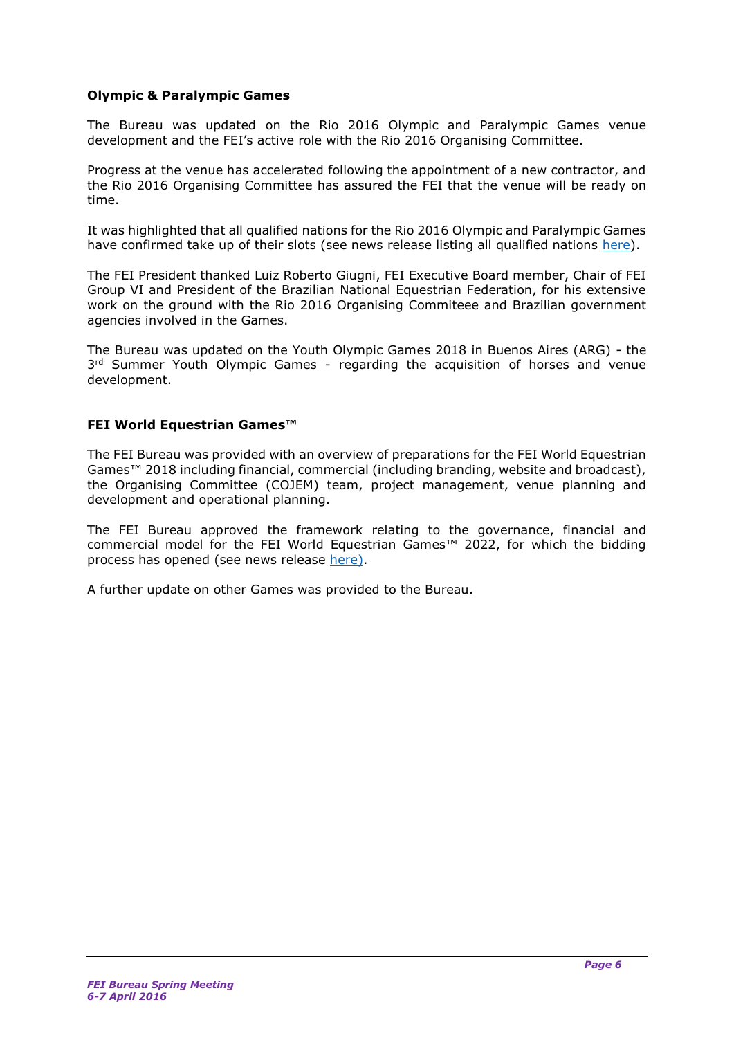**Olympic & Paralympic Games**

The Bureau was updated on the Rio 2016 Olympic and Paralympic Games venue development and the FEI's active role with the Rio 2016 Organising Committee.

Progress at the venue has accelerated following the appointment of a new contractor, and the Rio 2016 Organising Committee has assured the FEI that the venue will be ready on time.

It was highlighted that all qualified nations for the Rio 2016 Olympic and Paralympic Games have confirmed take up of their slots (see news release listing all qualified nations here).

The FEI President thanked Luiz Roberto Giugni, FEI Executive Board member, Chair of FEI Group VI and President of the Brazilian National Equestrian Federation, for his extensive work on the ground with the Rio 2016 Organising Commiteee and Brazilian government agencies involved in the Games.

The Bureau was updated on the Youth Olympic Games 2018 in Buenos Aires (ARG) - the 3rd Summer Youth Olympic Games - regarding the acquisition of horses and venue development.

**FEI World Equestrian Games™**

The FEI Bureau was provided with an overview of preparations for the FEI World Equestrian Games™ 2018 including financial, commercial (including branding, website and broadcast), the Organising Committee (COJEM) team, project management, venue planning and development and operational planning.

The FEI Bureau approved the framework relating to the governance, financial and commercial model for the FEI World Equestrian Games™ 2022, for which the bidding process has opened (see news release here).

A further update on other Games was provided to the Bureau.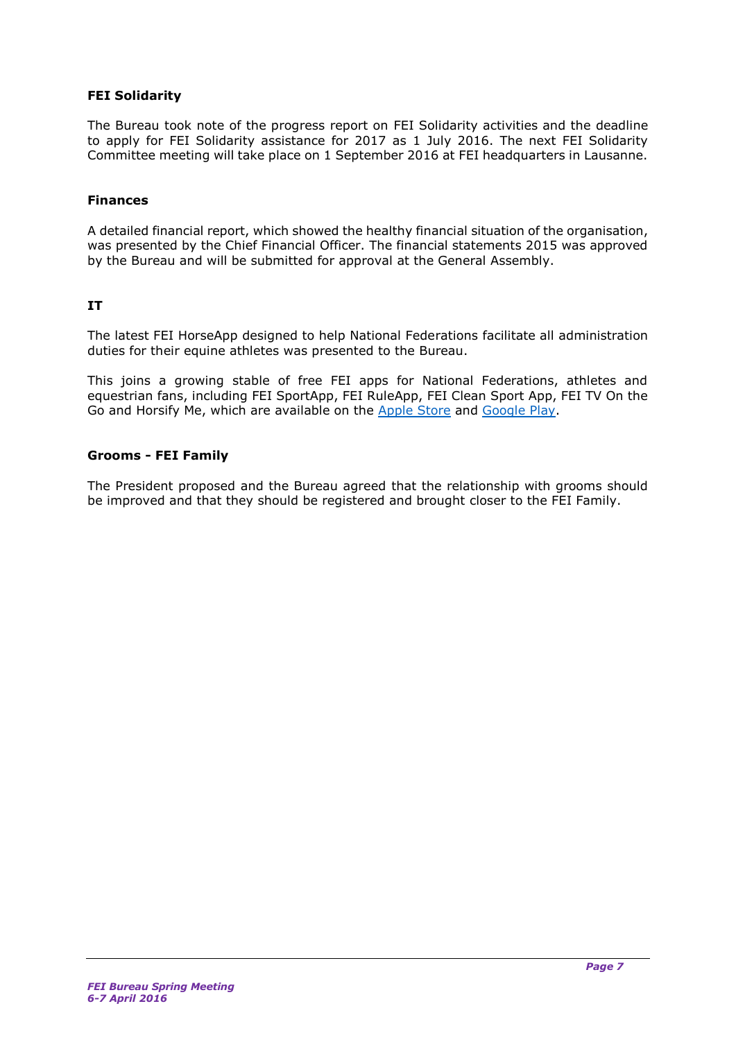**FEI Solidarity**

The Bureau took note of the progress report on FEI Solidarity activities and the deadline to apply for FEI Solidarity assistance for 2017 as 1 July 2016. The next FEI Solidarity Committee meeting will take place on 1 September 2016 at FEI headquarters in Lausanne.

**Finances**

A detailed financial report, which showed the healthy financial situation of the organisation, was presented by the Chief Financial Officer. The financial statements 2015 was approved by the Bureau and will be submitted for approval at the General Assembly.

**IT**

The latest FEI HorseApp designed to help National Federations facilitate all administration duties for their equine athletes was presented to the Bureau.

This joins a growing stable of free FEI apps for National Federations, athletes and equestrian fans, including FEI SportApp, FEI RuleApp, FEI Clean Sport App, FEI TV On the Go and Horsify Me, which are available on the Apple Store and Google Play.

**Grooms - FEI Family**

The President proposed and the Bureau agreed that the relationship with grooms should be improved and that they should be registered and brought closer to the FEI Family.